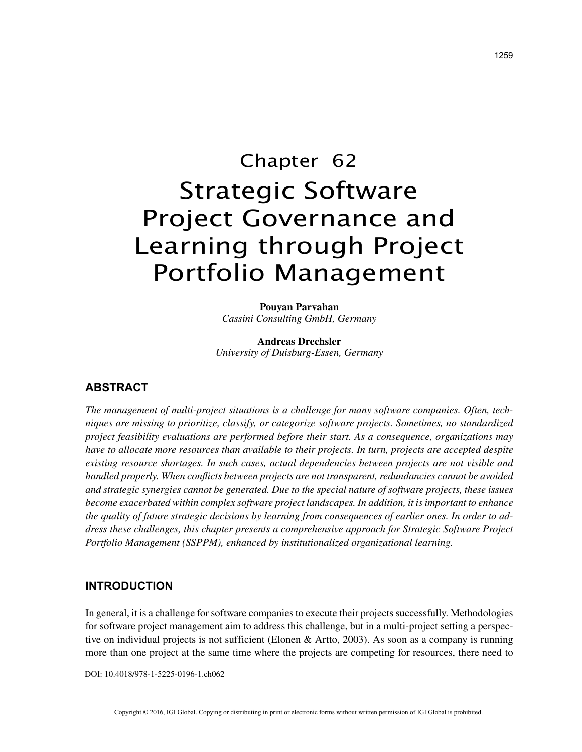# Chapter 62
# Strategic Software Project Governance and Learning through Project Portfolio Management

**Pouyan Parvahan**
*Cassini Consulting GmbH, Germany*

**Andreas Drechsler**
*University of Duisburg-Essen, Germany*

## ABSTRACT

*The management of multi-project situations is a challenge for many software companies. Often, techniques are missing to prioritize, classify, or categorize software projects. Sometimes, no standardized project feasibility evaluations are performed before their start. As a consequence, organizations may have to allocate more resources than available to their projects. In turn, projects are accepted despite existing resource shortages. In such cases, actual dependencies between projects are not visible and handled properly. When conflicts between projects are not transparent, redundancies cannot be avoided and strategic synergies cannot be generated. Due to the special nature of software projects, these issues become exacerbated within complex software project landscapes. In addition, it is important to enhance the quality of future strategic decisions by learning from consequences of earlier ones. In order to address these challenges, this chapter presents a comprehensive approach for Strategic Software Project Portfolio Management (SSPPM), enhanced by institutionalized organizational learning.*

## INTRODUCTION

In general, it is a challenge for software companies to execute their projects successfully. Methodologies for software project management aim to address this challenge, but in a multi-project setting a perspective on individual projects is not sufficient (Elonen & Artto, 2003). As soon as a company is running more than one project at the same time where the projects are competing for resources, there need to

DOI: 10.4018/978-1-5225-0196-1.ch062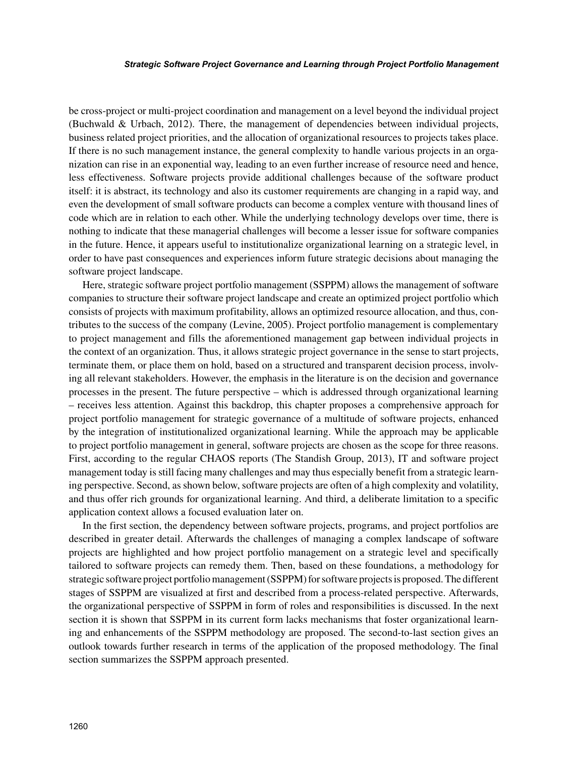be cross-project or multi-project coordination and management on a level beyond the individual project (Buchwald & Urbach, 2012). There, the management of dependencies between individual projects, business related project priorities, and the allocation of organizational resources to projects takes place. If there is no such management instance, the general complexity to handle various projects in an organization can rise in an exponential way, leading to an even further increase of resource need and hence, less effectiveness. Software projects provide additional challenges because of the software product itself: it is abstract, its technology and also its customer requirements are changing in a rapid way, and even the development of small software products can become a complex venture with thousand lines of code which are in relation to each other. While the underlying technology develops over time, there is nothing to indicate that these managerial challenges will become a lesser issue for software companies in the future. Hence, it appears useful to institutionalize organizational learning on a strategic level, in order to have past consequences and experiences inform future strategic decisions about managing the software project landscape.

Here, strategic software project portfolio management (SSPPM) allows the management of software companies to structure their software project landscape and create an optimized project portfolio which consists of projects with maximum profitability, allows an optimized resource allocation, and thus, contributes to the success of the company (Levine, 2005). Project portfolio management is complementary to project management and fills the aforementioned management gap between individual projects in the context of an organization. Thus, it allows strategic project governance in the sense to start projects, terminate them, or place them on hold, based on a structured and transparent decision process, involving all relevant stakeholders. However, the emphasis in the literature is on the decision and governance processes in the present. The future perspective – which is addressed through organizational learning – receives less attention. Against this backdrop, this chapter proposes a comprehensive approach for project portfolio management for strategic governance of a multitude of software projects, enhanced by the integration of institutionalized organizational learning. While the approach may be applicable to project portfolio management in general, software projects are chosen as the scope for three reasons. First, according to the regular CHAOS reports (The Standish Group, 2013), IT and software project management today is still facing many challenges and may thus especially benefit from a strategic learning perspective. Second, as shown below, software projects are often of a high complexity and volatility, and thus offer rich grounds for organizational learning. And third, a deliberate limitation to a specific application context allows a focused evaluation later on.

In the first section, the dependency between software projects, programs, and project portfolios are described in greater detail. Afterwards the challenges of managing a complex landscape of software projects are highlighted and how project portfolio management on a strategic level and specifically tailored to software projects can remedy them. Then, based on these foundations, a methodology for strategic software project portfolio management (SSPPM) for software projects is proposed. The different stages of SSPPM are visualized at first and described from a process-related perspective. Afterwards, the organizational perspective of SSPPM in form of roles and responsibilities is discussed. In the next section it is shown that SSPPM in its current form lacks mechanisms that foster organizational learning and enhancements of the SSPPM methodology are proposed. The second-to-last section gives an outlook towards further research in terms of the application of the proposed methodology. The final section summarizes the SSPPM approach presented.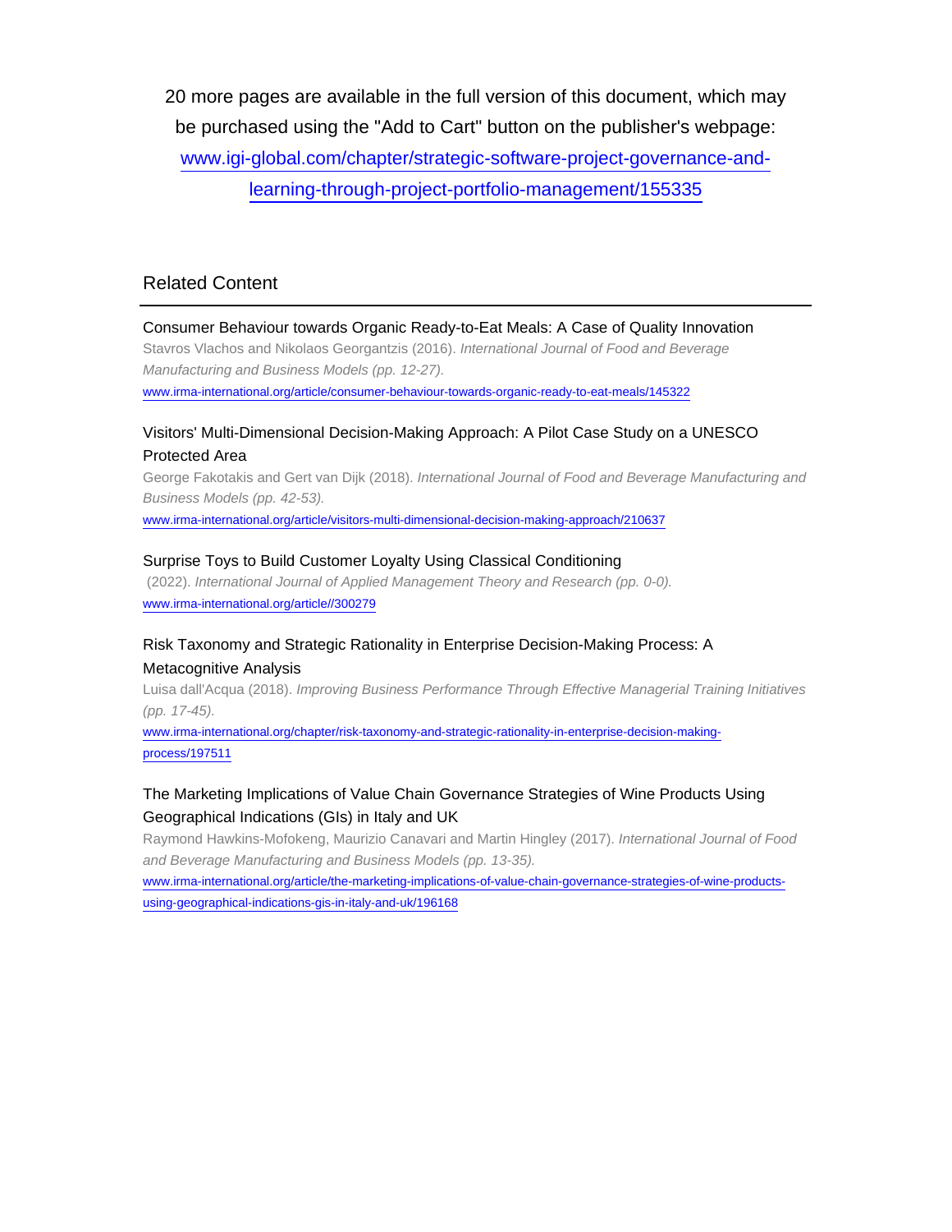20 more pages are available in the full version of this document, which may be purchased using the "Add to Cart" button on the publisher's webpage: [www.igi-global.com/chapter/strategic-software-project-governance-and-learning-through-project-portfolio-management/155335](www.igi-global.com/chapter/strategic-software-project-governance-and-learning-through-project-portfolio-management/155335)

## Related Content

Consumer Behaviour towards Organic Ready-to-Eat Meals: A Case of Quality Innovation
Stavros Vlachos and Nikolaos Georgantzis (2016). *International Journal of Food and Beverage Manufacturing and Business Models (pp. 12-27).*
[www.irma-international.org/article/consumer-behaviour-towards-organic-ready-to-eat-meals/145322](www.irma-international.org/article/consumer-behaviour-towards-organic-ready-to-eat-meals/145322)

Visitors' Multi-Dimensional Decision-Making Approach: A Pilot Case Study on a UNESCO Protected Area
George Fakotakis and Gert van Dijk (2018). *International Journal of Food and Beverage Manufacturing and Business Models (pp. 42-53).*
[www.irma-international.org/article/visitors-multi-dimensional-decision-making-approach/210637](www.irma-international.org/article/visitors-multi-dimensional-decision-making-approach/210637)

Surprise Toys to Build Customer Loyalty Using Classical Conditioning
(2022). *International Journal of Applied Management Theory and Research (pp. 0-0).*
[www.irma-international.org/article//300279](www.irma-international.org/article//300279)

Risk Taxonomy and Strategic Rationality in Enterprise Decision-Making Process: A Metacognitive Analysis
Luisa dall'Acqua (2018). *Improving Business Performance Through Effective Managerial Training Initiatives (pp. 17-45).*
[www.irma-international.org/chapter/risk-taxonomy-and-strategic-rationality-in-enterprise-decision-making-process/197511](www.irma-international.org/chapter/risk-taxonomy-and-strategic-rationality-in-enterprise-decision-making-process/197511)

The Marketing Implications of Value Chain Governance Strategies of Wine Products Using Geographical Indications (GIs) in Italy and UK
Raymond Hawkins-Mofokeng, Maurizio Canavari and Martin Hingley (2017). *International Journal of Food and Beverage Manufacturing and Business Models (pp. 13-35).*
[www.irma-international.org/article/the-marketing-implications-of-value-chain-governance-strategies-of-wine-products-using-geographical-indications-gis-in-italy-and-uk/196168](www.irma-international.org/article/the-marketing-implications-of-value-chain-governance-strategies-of-wine-products-using-geographical-indications-gis-in-italy-and-uk/196168)